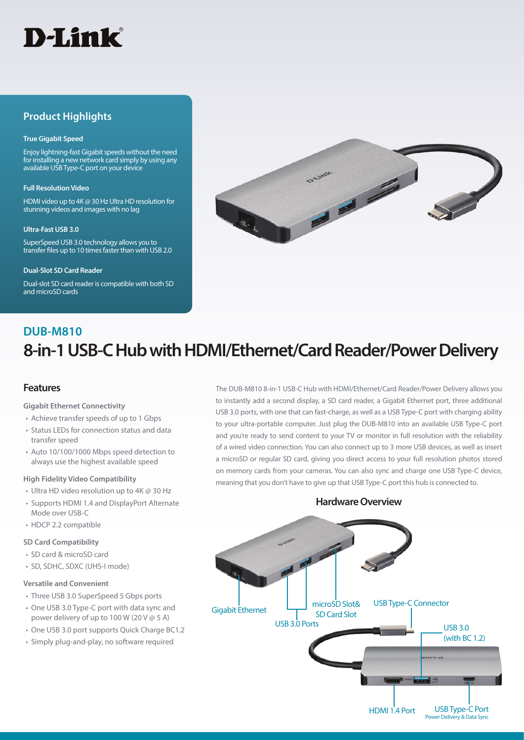D-Link

## Product Highlights

**True Gigabit Speed**

Enjoy lightning-fast Gigabit speeds without the need for installing a new network card simply by using any available USB Type-C port on your device

**Full Resolution Video**

HDMI video up to 4K @ 30 Hz Ultra HD resolution for stunning videos and images with no lag

**Ultra-Fast USB 3.0**

SuperSpeed USB 3.0 technology allows you to transfer files up to 10 times faster than with USB 2.0

**Dual-Slot SD Card Reader**

Dual-slot SD card reader is compatible with both SD and microSD cards

## DUB-M810

# 8-in-1 USB-C Hub with HDMI/Ethernet/Card Reader/Power Delivery

## Features

**Gigabit Ethernet Connectivity**

- Achieve transfer speeds of up to 1 Gbps
- Status LEDs for connection status and data transfer speed
- Auto 10/100/1000 Mbps speed detection to always use the highest available speed

**High Fidelity Video Compatibility**

- Ultra HD video resolution up to 4K @ 30 Hz
- Supports HDMI 1.4 and DisplayPort Alternate Mode over USB-C
- HDCP 2.2 compatible

**SD Card Compatibility**

- SD card & microSD card
- SD, SDHC, SDXC (UHS-I mode)

**Versatile and Convenient**

- Three USB 3.0 SuperSpeed 5 Gbps ports
- One USB 3.0 Type-C port with data sync and power delivery of up to 100 W (20 V @ 5 A)
- One USB 3.0 port supports Quick Charge BC1.2
- Simply plug-and-play, no software required

The DUB-M810 8-in-1 USB-C Hub with HDMI/Ethernet/Card Reader/Power Delivery allows you to instantly add a second display, a SD card reader, a Gigabit Ethernet port, three additional USB 3.0 ports, with one that can fast-charge, as well as a USB Type-C port with charging ability to your ultra-portable computer. Just plug the DUB-M810 into an available USB Type-C port and you're ready to send content to your TV or monitor in full resolution with the reliability of a wired video connection. You can also connect up to 3 more USB devices, as well as insert a microSD or regular SD card, giving you direct access to your full resolution photos stored on memory cards from your cameras. You can also sync and charge one USB Type-C device, meaning that you don't have to give up that USB Type-C port this hub is connected to.

### Hardware Overview

Gigabit Ethernet

USB 3.0 Ports

microSD Slot& SD Card Slot

USB Type-C Connector

USB 3.0 (with BC 1.2)

HDMI 1.4 Port

USB Type-C Port
Power Delivery & Data Sync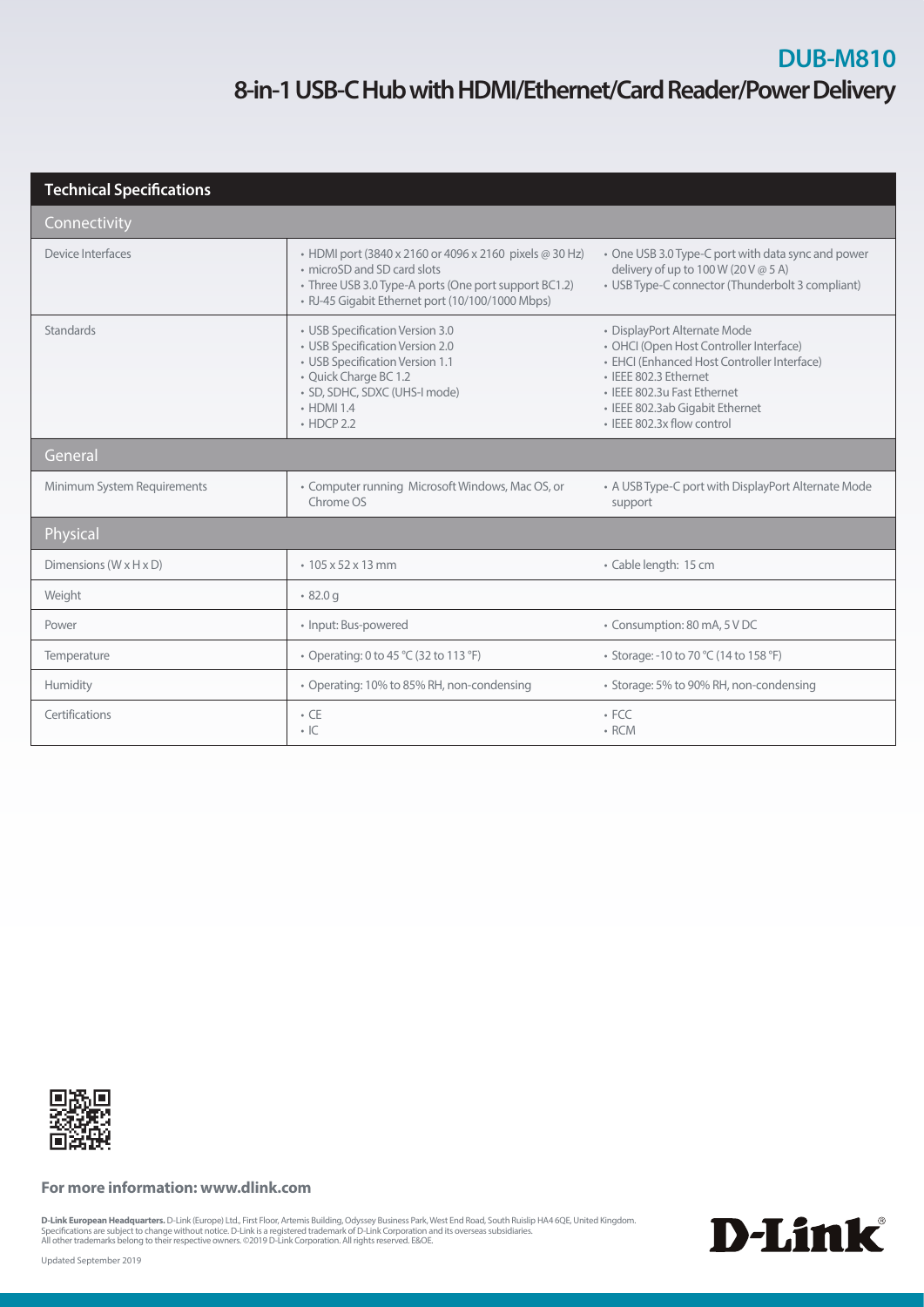# DUB-M810

## 8-in-1 USB-C Hub with HDMI/Ethernet/Card Reader/Power Delivery

| Technical Specifications | | |
|---|---|---|
| **Connectivity** | | |
| Device Interfaces | • HDMI port (3840 x 2160 or 4096 x 2160 pixels @ 30 Hz)<br>• microSD and SD card slots<br>• Three USB 3.0 Type-A ports (One port support BC1.2)<br>• RJ-45 Gigabit Ethernet port (10/100/1000 Mbps) | • One USB 3.0 Type-C port with data sync and power delivery of up to 100 W (20 V @ 5 A)<br>• USB Type-C connector (Thunderbolt 3 compliant) |
| Standards | • USB Specification Version 3.0<br>• USB Specification Version 2.0<br>• USB Specification Version 1.1<br>• Quick Charge BC 1.2<br>• SD, SDHC, SDXC (UHS-I mode)<br>• HDMI 1.4<br>• HDCP 2.2 | • DisplayPort Alternate Mode<br>• OHCI (Open Host Controller Interface)<br>• EHCI (Enhanced Host Controller Interface)<br>• IEEE 802.3 Ethernet<br>• IEEE 802.3u Fast Ethernet<br>• IEEE 802.3ab Gigabit Ethernet<br>• IEEE 802.3x flow control |
| **General** | | |
| Minimum System Requirements | • Computer running Microsoft Windows, Mac OS, or Chrome OS | • A USB Type-C port with DisplayPort Alternate Mode support |
| **Physical** | | |
| Dimensions (W x H x D) | • 105 x 52 x 13 mm | • Cable length: 15 cm |
| Weight | • 82.0 g | |
| Power | • Input: Bus-powered | • Consumption: 80 mA, 5 V DC |
| Temperature | • Operating: 0 to 45 °C (32 to 113 °F) | • Storage: -10 to 70 °C (14 to 158 °F) |
| Humidity | • Operating: 10% to 85% RH, non-condensing | • Storage: 5% to 90% RH, non-condensing |
| Certifications | • CE<br>• IC | • FCC<br>• RCM |

**For more information: www.dlink.com**

**D-Link European Headquarters.** D-Link (Europe) Ltd., First Floor, Artemis Building, Odyssey Business Park, West End Road, South Ruislip HA4 6QE, United Kingdom. Specifications are subject to change without notice. D-Link is a registered trademark of D-Link Corporation and its overseas subsidiaries. All other trademarks belong to their respective owners. ©2019 D-Link Corporation. All rights reserved. E&OE.

Updated September 2019